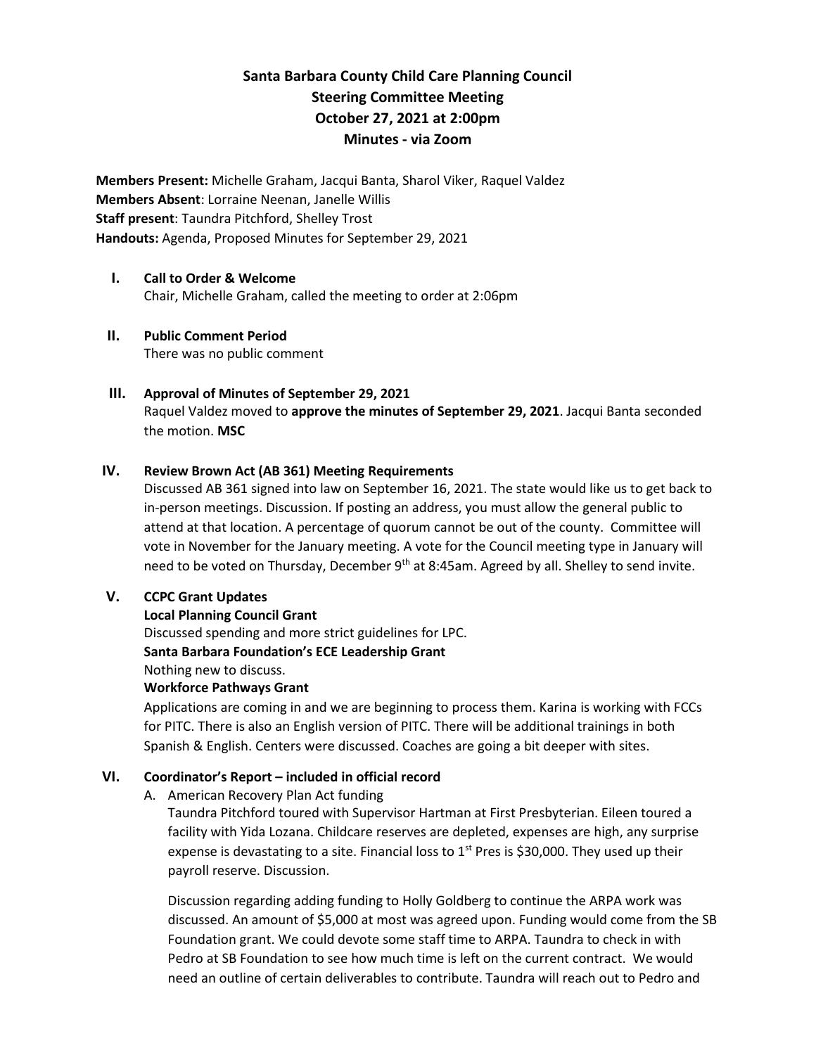# Santa Barbara County Child Care Planning Council
## Steering Committee Meeting
## October 27, 2021 at 2:00pm
## Minutes - via Zoom

**Members Present:** Michelle Graham, Jacqui Banta, Sharol Viker, Raquel Valdez
**Members Absent**: Lorraine Neenan, Janelle Willis
**Staff present**: Taundra Pitchford, Shelley Trost
**Handouts:** Agenda, Proposed Minutes for September 29, 2021

**I. Call to Order & Welcome**

Chair, Michelle Graham, called the meeting to order at 2:06pm

**II. Public Comment Period**

There was no public comment

**III. Approval of Minutes of September 29, 2021**

Raquel Valdez moved to **approve the minutes of September 29, 2021**. Jacqui Banta seconded the motion. **MSC**

**IV. Review Brown Act (AB 361) Meeting Requirements**

Discussed AB 361 signed into law on September 16, 2021. The state would like us to get back to in-person meetings. Discussion. If posting an address, you must allow the general public to attend at that location. A percentage of quorum cannot be out of the county. Committee will vote in November for the January meeting. A vote for the Council meeting type in January will need to be voted on Thursday, December 9th at 8:45am. Agreed by all. Shelley to send invite.

**V. CCPC Grant Updates**

**Local Planning Council Grant**

Discussed spending and more strict guidelines for LPC.

**Santa Barbara Foundation's ECE Leadership Grant**

Nothing new to discuss.

**Workforce Pathways Grant**

Applications are coming in and we are beginning to process them. Karina is working with FCCs for PITC. There is also an English version of PITC. There will be additional trainings in both Spanish & English. Centers were discussed. Coaches are going a bit deeper with sites.

**VI. Coordinator's Report – included in official record**

A. American Recovery Plan Act funding

Taundra Pitchford toured with Supervisor Hartman at First Presbyterian. Eileen toured a facility with Yida Lozana. Childcare reserves are depleted, expenses are high, any surprise expense is devastating to a site. Financial loss to 1st Pres is $30,000. They used up their payroll reserve. Discussion.

Discussion regarding adding funding to Holly Goldberg to continue the ARPA work was discussed. An amount of $5,000 at most was agreed upon. Funding would come from the SB Foundation grant. We could devote some staff time to ARPA. Taundra to check in with Pedro at SB Foundation to see how much time is left on the current contract. We would need an outline of certain deliverables to contribute. Taundra will reach out to Pedro and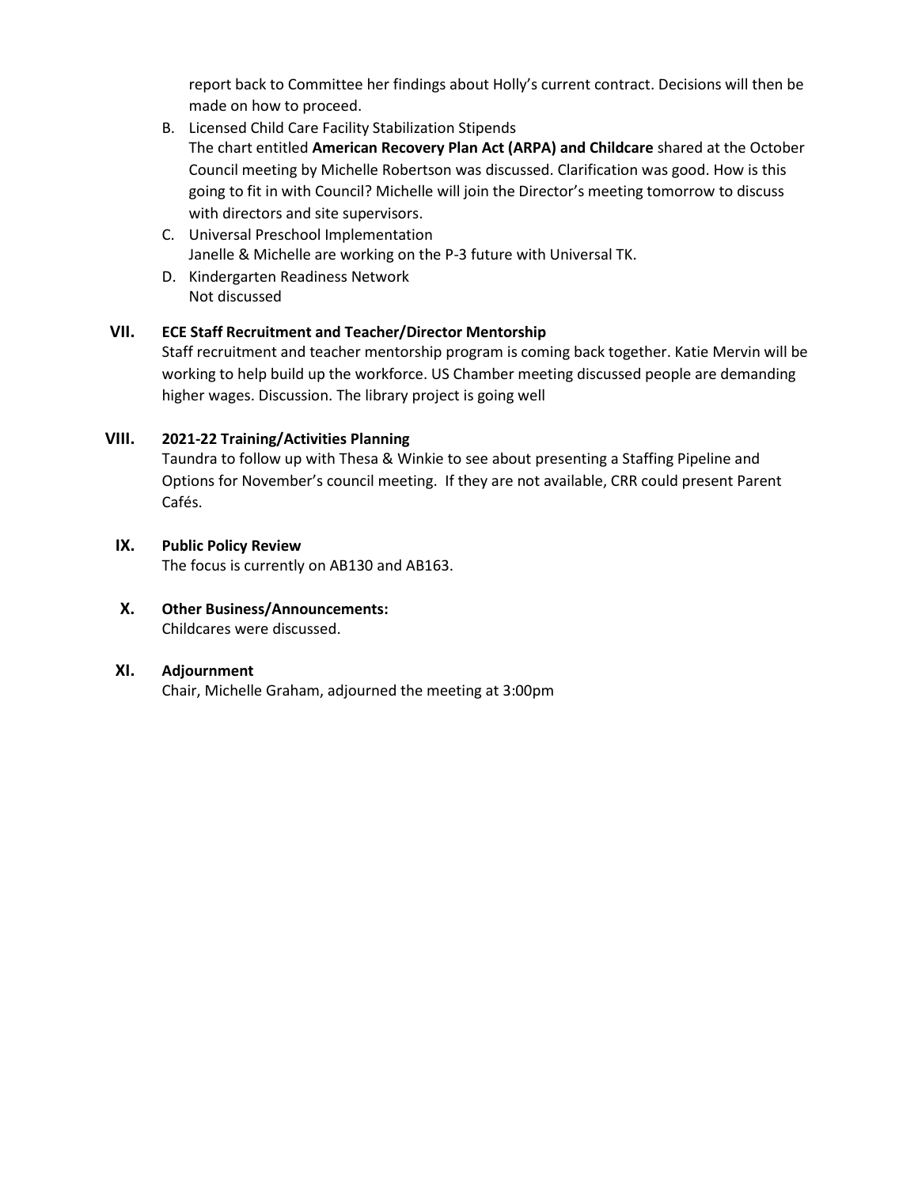report back to Committee her findings about Holly's current contract. Decisions will then be made on how to proceed.

B. Licensed Child Care Facility Stabilization Stipends
   The chart entitled **American Recovery Plan Act (ARPA) and Childcare** shared at the October Council meeting by Michelle Robertson was discussed. Clarification was good. How is this going to fit in with Council? Michelle will join the Director's meeting tomorrow to discuss with directors and site supervisors.
C. Universal Preschool Implementation
   Janelle & Michelle are working on the P-3 future with Universal TK.
D. Kindergarten Readiness Network
   Not discussed

**VII. ECE Staff Recruitment and Teacher/Director Mentorship**

Staff recruitment and teacher mentorship program is coming back together. Katie Mervin will be working to help build up the workforce. US Chamber meeting discussed people are demanding higher wages. Discussion. The library project is going well

**VIII. 2021-22 Training/Activities Planning**

Taundra to follow up with Thesa & Winkie to see about presenting a Staffing Pipeline and Options for November's council meeting. If they are not available, CRR could present Parent Cafés.

**IX. Public Policy Review**

The focus is currently on AB130 and AB163.

**X. Other Business/Announcements:**

Childcares were discussed.

**XI. Adjournment**

Chair, Michelle Graham, adjourned the meeting at 3:00pm